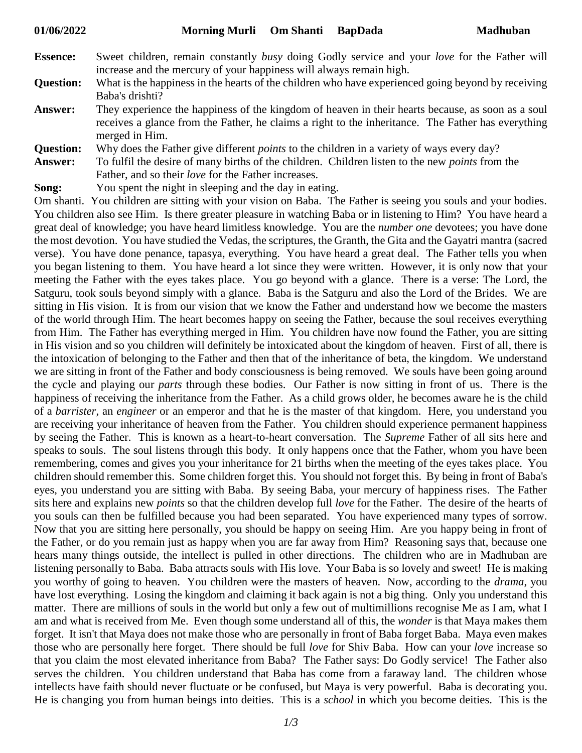**01/06/2022 Morning Murli Om Shanti BapDada Madhuban**

**Essence:** Sweet children, remain constantly *busy* doing Godly service and your *love* for the Father will increase and the mercury of your happiness will always remain high.

**Question:** What is the happiness in the hearts of the children who have experienced going beyond by receiving Baba's drishti?

**Answer:** They experience the happiness of the kingdom of heaven in their hearts because, as soon as a soul receives a glance from the Father, he claims a right to the inheritance. The Father has everything merged in Him.

**Question:** Why does the Father give different *points* to the children in a variety of ways every day?

**Answer:** To fulfil the desire of many births of the children. Children listen to the new *points* from the Father, and so their *love* for the Father increases.

**Song:** You spent the night in sleeping and the day in eating.

Om shanti. You children are sitting with your vision on Baba. The Father is seeing you souls and your bodies. You children also see Him. Is there greater pleasure in watching Baba or in listening to Him? You have heard a great deal of knowledge; you have heard limitless knowledge. You are the *number one* devotees; you have done the most devotion. You have studied the Vedas, the scriptures, the Granth, the Gita and the Gayatri mantra (sacred verse). You have done penance, tapasya, everything. You have heard a great deal. The Father tells you when you began listening to them. You have heard a lot since they were written. However, it is only now that your meeting the Father with the eyes takes place. You go beyond with a glance. There is a verse: The Lord, the Satguru, took souls beyond simply with a glance. Baba is the Satguru and also the Lord of the Brides. We are sitting in His vision. It is from our vision that we know the Father and understand how we become the masters of the world through Him. The heart becomes happy on seeing the Father, because the soul receives everything from Him. The Father has everything merged in Him. You children have now found the Father, you are sitting in His vision and so you children will definitely be intoxicated about the kingdom of heaven. First of all, there is the intoxication of belonging to the Father and then that of the inheritance of beta, the kingdom. We understand we are sitting in front of the Father and body consciousness is being removed. We souls have been going around the cycle and playing our *parts* through these bodies. Our Father is now sitting in front of us. There is the happiness of receiving the inheritance from the Father. As a child grows older, he becomes aware he is the child of a *barrister*, an *engineer* or an emperor and that he is the master of that kingdom. Here, you understand you are receiving your inheritance of heaven from the Father. You children should experience permanent happiness by seeing the Father. This is known as a heart-to-heart conversation. The *Supreme* Father of all sits here and speaks to souls. The soul listens through this body. It only happens once that the Father, whom you have been remembering, comes and gives you your inheritance for 21 births when the meeting of the eyes takes place. You children should remember this. Some children forget this. You should not forget this. By being in front of Baba's eyes, you understand you are sitting with Baba. By seeing Baba, your mercury of happiness rises. The Father sits here and explains new *points* so that the children develop full *love* for the Father. The desire of the hearts of you souls can then be fulfilled because you had been separated. You have experienced many types of sorrow. Now that you are sitting here personally, you should be happy on seeing Him. Are you happy being in front of the Father, or do you remain just as happy when you are far away from Him? Reasoning says that, because one hears many things outside, the intellect is pulled in other directions. The children who are in Madhuban are listening personally to Baba. Baba attracts souls with His love. Your Baba is so lovely and sweet! He is making you worthy of going to heaven. You children were the masters of heaven. Now, according to the *drama*, you have lost everything. Losing the kingdom and claiming it back again is not a big thing. Only you understand this matter. There are millions of souls in the world but only a few out of multimillions recognise Me as I am, what I am and what is received from Me. Even though some understand all of this, the *wonder* is that Maya makes them forget. It isn't that Maya does not make those who are personally in front of Baba forget Baba. Maya even makes those who are personally here forget. There should be full *love* for Shiv Baba. How can your *love* increase so that you claim the most elevated inheritance from Baba? The Father says: Do Godly service! The Father also serves the children. You children understand that Baba has come from a faraway land. The children whose intellects have faith should never fluctuate or be confused, but Maya is very powerful. Baba is decorating you. He is changing you from human beings into deities. This is a *school* in which you become deities. This is the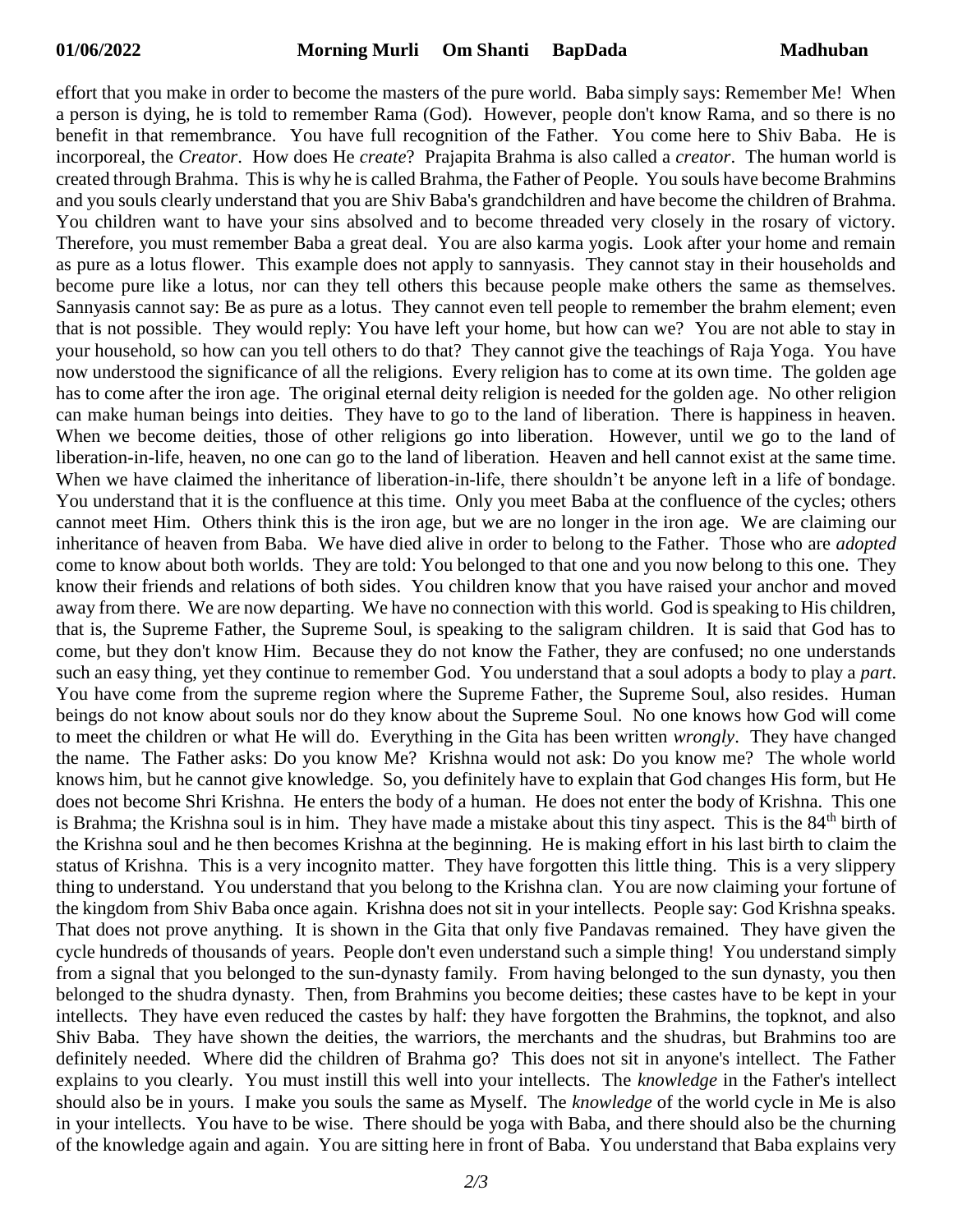effort that you make in order to become the masters of the pure world. Baba simply says: Remember Me! When a person is dying, he is told to remember Rama (God). However, people don't know Rama, and so there is no benefit in that remembrance. You have full recognition of the Father. You come here to Shiv Baba. He is incorporeal, the *Creator*. How does He *create*? Prajapita Brahma is also called a *creator*. The human world is created through Brahma. This is why he is called Brahma, the Father of People. You souls have become Brahmins and you souls clearly understand that you are Shiv Baba's grandchildren and have become the children of Brahma. You children want to have your sins absolved and to become threaded very closely in the rosary of victory. Therefore, you must remember Baba a great deal. You are also karma yogis. Look after your home and remain as pure as a lotus flower. This example does not apply to sannyasis. They cannot stay in their households and become pure like a lotus, nor can they tell others this because people make others the same as themselves. Sannyasis cannot say: Be as pure as a lotus. They cannot even tell people to remember the brahm element; even that is not possible. They would reply: You have left your home, but how can we? You are not able to stay in your household, so how can you tell others to do that? They cannot give the teachings of Raja Yoga. You have now understood the significance of all the religions. Every religion has to come at its own time. The golden age has to come after the iron age. The original eternal deity religion is needed for the golden age. No other religion can make human beings into deities. They have to go to the land of liberation. There is happiness in heaven. When we become deities, those of other religions go into liberation. However, until we go to the land of liberation-in-life, heaven, no one can go to the land of liberation. Heaven and hell cannot exist at the same time. When we have claimed the inheritance of liberation-in-life, there shouldn't be anyone left in a life of bondage. You understand that it is the confluence at this time. Only you meet Baba at the confluence of the cycles; others cannot meet Him. Others think this is the iron age, but we are no longer in the iron age. We are claiming our inheritance of heaven from Baba. We have died alive in order to belong to the Father. Those who are *adopted* come to know about both worlds. They are told: You belonged to that one and you now belong to this one. They know their friends and relations of both sides. You children know that you have raised your anchor and moved away from there. We are now departing. We have no connection with this world. God is speaking to His children, that is, the Supreme Father, the Supreme Soul, is speaking to the saligram children. It is said that God has to come, but they don't know Him. Because they do not know the Father, they are confused; no one understands such an easy thing, yet they continue to remember God. You understand that a soul adopts a body to play a *part*. You have come from the supreme region where the Supreme Father, the Supreme Soul, also resides. Human beings do not know about souls nor do they know about the Supreme Soul. No one knows how God will come to meet the children or what He will do. Everything in the Gita has been written *wrongly*. They have changed the name. The Father asks: Do you know Me? Krishna would not ask: Do you know me? The whole world knows him, but he cannot give knowledge. So, you definitely have to explain that God changes His form, but He does not become Shri Krishna. He enters the body of a human. He does not enter the body of Krishna. This one is Brahma; the Krishna soul is in him. They have made a mistake about this tiny aspect. This is the 84th birth of the Krishna soul and he then becomes Krishna at the beginning. He is making effort in his last birth to claim the status of Krishna. This is a very incognito matter. They have forgotten this little thing. This is a very slippery thing to understand. You understand that you belong to the Krishna clan. You are now claiming your fortune of the kingdom from Shiv Baba once again. Krishna does not sit in your intellects. People say: God Krishna speaks. That does not prove anything. It is shown in the Gita that only five Pandavas remained. They have given the cycle hundreds of thousands of years. People don't even understand such a simple thing! You understand simply from a signal that you belonged to the sun-dynasty family. From having belonged to the sun dynasty, you then belonged to the shudra dynasty. Then, from Brahmins you become deities; these castes have to be kept in your intellects. They have even reduced the castes by half: they have forgotten the Brahmins, the topknot, and also Shiv Baba. They have shown the deities, the warriors, the merchants and the shudras, but Brahmins too are definitely needed. Where did the children of Brahma go? This does not sit in anyone's intellect. The Father explains to you clearly. You must instill this well into your intellects. The *knowledge* in the Father's intellect should also be in yours. I make you souls the same as Myself. The *knowledge* of the world cycle in Me is also in your intellects. You have to be wise. There should be yoga with Baba, and there should also be the churning of the knowledge again and again. You are sitting here in front of Baba. You understand that Baba explains very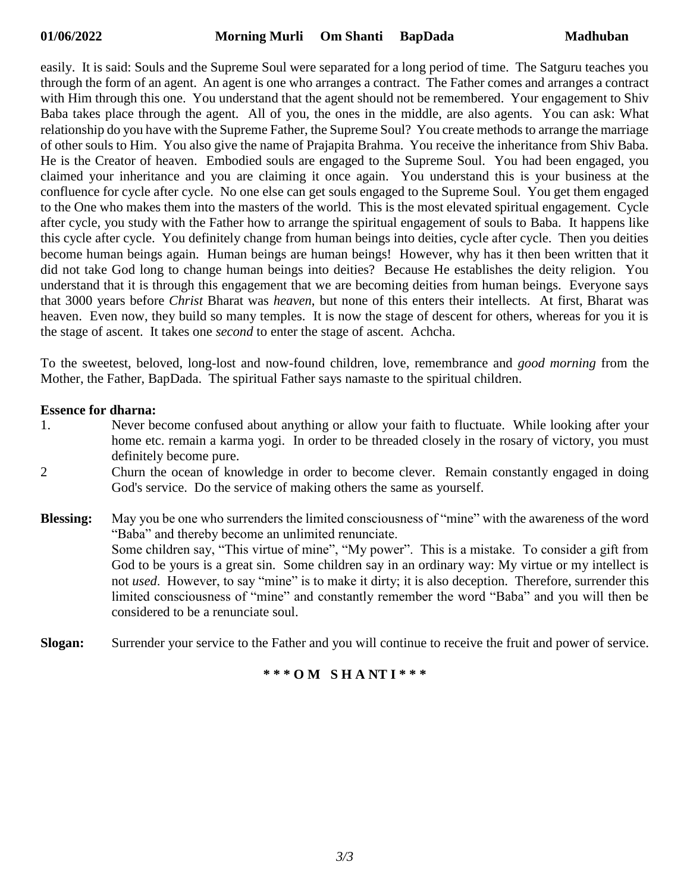easily. It is said: Souls and the Supreme Soul were separated for a long period of time. The Satguru teaches you through the form of an agent. An agent is one who arranges a contract. The Father comes and arranges a contract with Him through this one. You understand that the agent should not be remembered. Your engagement to Shiv Baba takes place through the agent. All of you, the ones in the middle, are also agents. You can ask: What relationship do you have with the Supreme Father, the Supreme Soul? You create methods to arrange the marriage of other souls to Him. You also give the name of Prajapita Brahma. You receive the inheritance from Shiv Baba. He is the Creator of heaven. Embodied souls are engaged to the Supreme Soul. You had been engaged, you claimed your inheritance and you are claiming it once again. You understand this is your business at the confluence for cycle after cycle. No one else can get souls engaged to the Supreme Soul. You get them engaged to the One who makes them into the masters of the world. This is the most elevated spiritual engagement. Cycle after cycle, you study with the Father how to arrange the spiritual engagement of souls to Baba. It happens like this cycle after cycle. You definitely change from human beings into deities, cycle after cycle. Then you deities become human beings again. Human beings are human beings! However, why has it then been written that it did not take God long to change human beings into deities? Because He establishes the deity religion. You understand that it is through this engagement that we are becoming deities from human beings. Everyone says that 3000 years before *Christ* Bharat was *heaven*, but none of this enters their intellects. At first, Bharat was heaven. Even now, they build so many temples. It is now the stage of descent for others, whereas for you it is the stage of ascent. It takes one *second* to enter the stage of ascent. Achcha.

To the sweetest, beloved, long-lost and now-found children, love, remembrance and *good morning* from the Mother, the Father, BapDada. The spiritual Father says namaste to the spiritual children.

**Essence for dharna:**

1. Never become confused about anything or allow your faith to fluctuate. While looking after your home etc. remain a karma yogi. In order to be threaded closely in the rosary of victory, you must definitely become pure.
2. Churn the ocean of knowledge in order to become clever. Remain constantly engaged in doing God's service. Do the service of making others the same as yourself.

**Blessing:** May you be one who surrenders the limited consciousness of "mine" with the awareness of the word "Baba" and thereby become an unlimited renunciate.
Some children say, "This virtue of mine", "My power". This is a mistake. To consider a gift from God to be yours is a great sin. Some children say in an ordinary way: My virtue or my intellect is not *used*. However, to say "mine" is to make it dirty; it is also deception. Therefore, surrender this limited consciousness of "mine" and constantly remember the word "Baba" and you will then be considered to be a renunciate soul.

**Slogan:** Surrender your service to the Father and you will continue to receive the fruit and power of service.

**\* \* \* O M S H A NT I \* \* \***